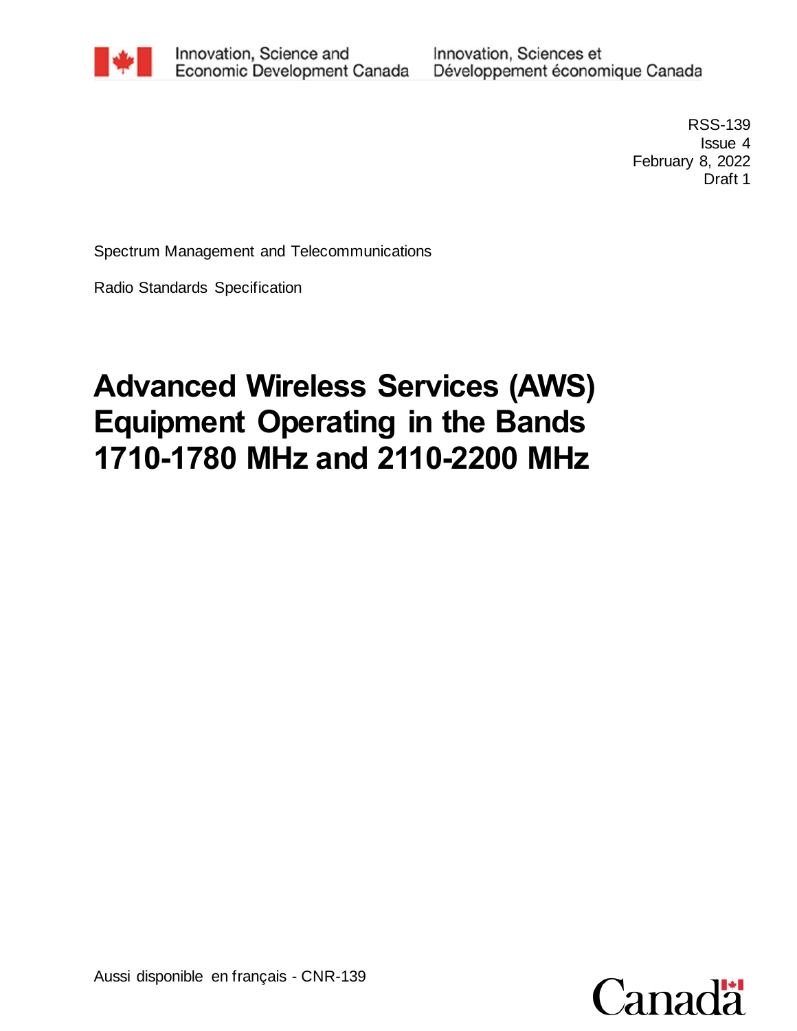Innovation, Science and Economic Development Canada

Innovation, Sciences et Développement économique Canada

RSS-139
Issue 4
February 8, 2022
Draft 1

Spectrum Management and Telecommunications

Radio Standards Specification

# Advanced Wireless Services (AWS) Equipment Operating in the Bands 1710-1780 MHz and 2110-2200 MHz

Aussi disponible en français - CNR-139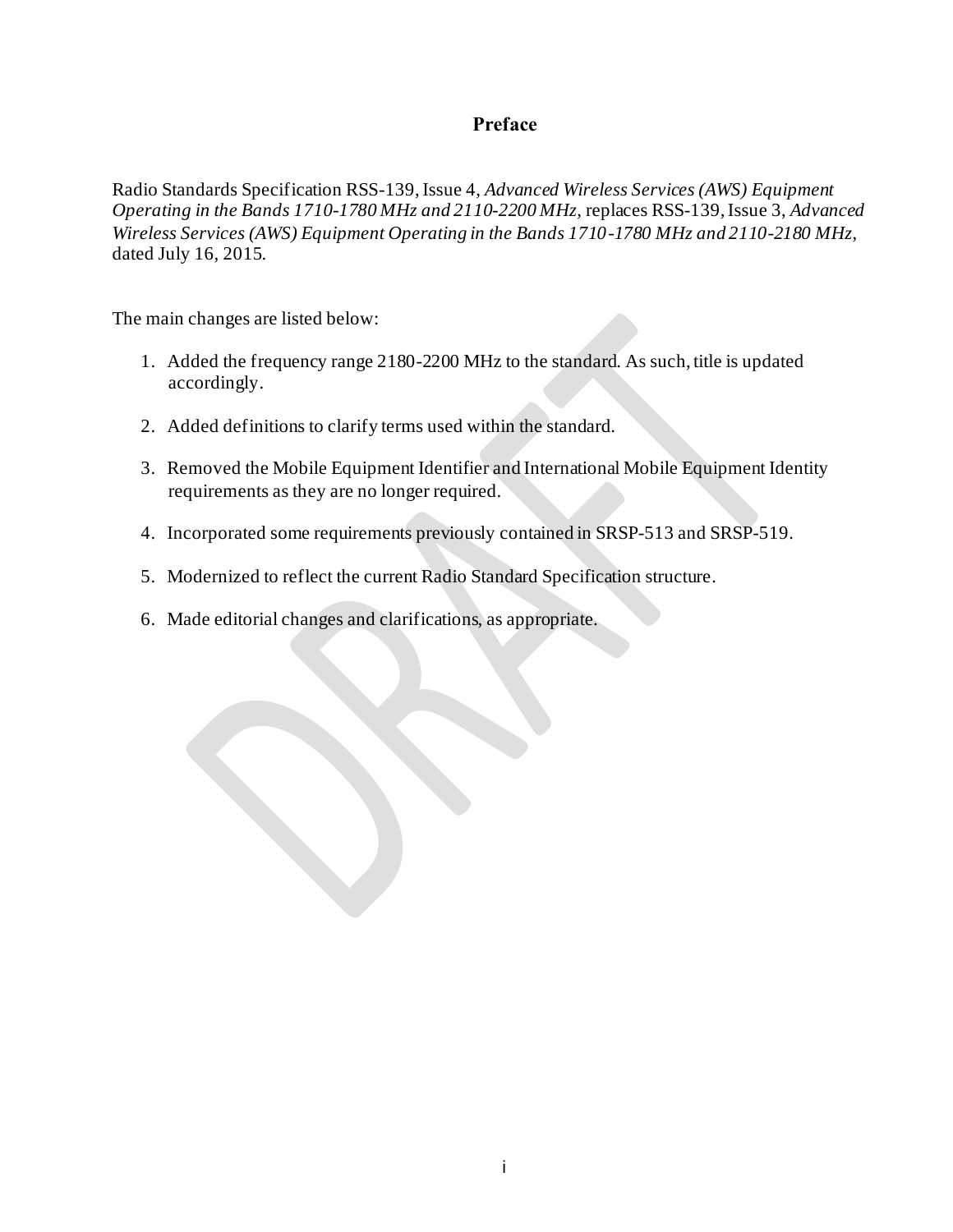# Preface

Radio Standards Specification RSS-139, Issue 4, *Advanced Wireless Services (AWS) Equipment Operating in the Bands 1710-1780 MHz and 2110-2200 MHz,* replaces RSS-139, Issue 3, *Advanced Wireless Services (AWS) Equipment Operating in the Bands 1710-1780 MHz and 2110-2180 MHz*, dated July 16, 2015.

The main changes are listed below:

1. Added the frequency range 2180-2200 MHz to the standard. As such, title is updated accordingly.
2. Added definitions to clarify terms used within the standard.
3. Removed the Mobile Equipment Identifier and International Mobile Equipment Identity requirements as they are no longer required.
4. Incorporated some requirements previously contained in SRSP-513 and SRSP-519.
5. Modernized to reflect the current Radio Standard Specification structure.
6. Made editorial changes and clarifications, as appropriate.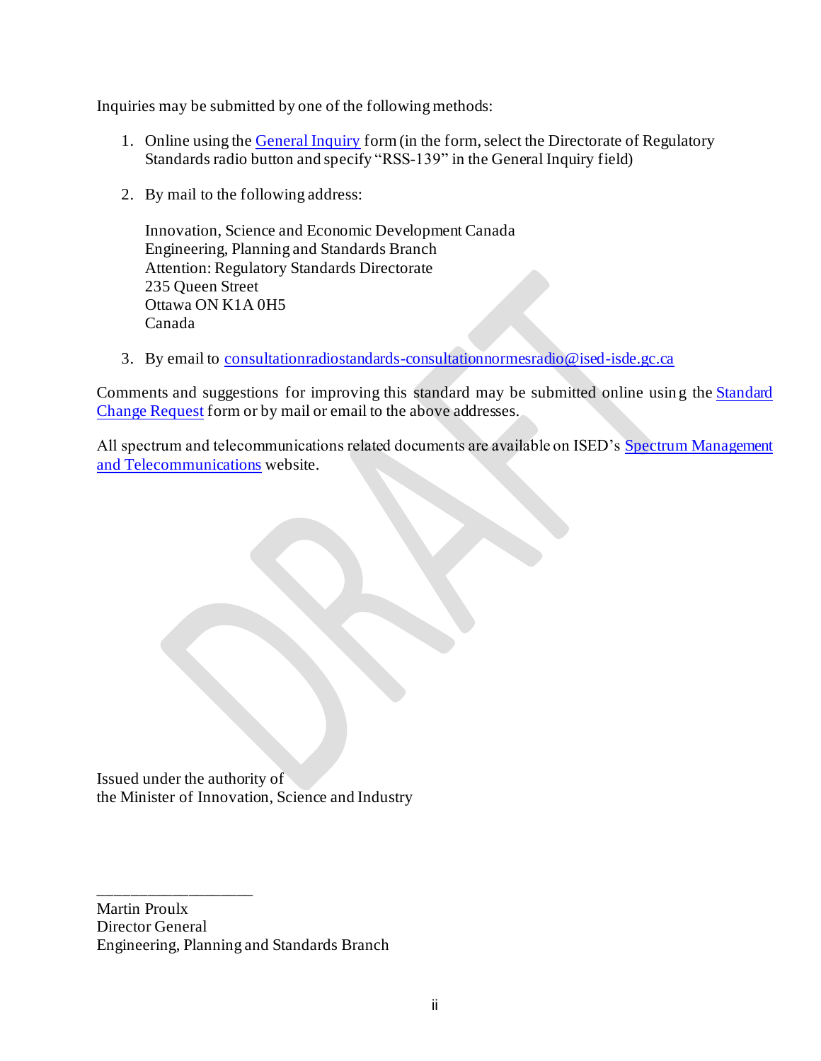Inquiries may be submitted by one of the following methods:

1. Online using the [General Inquiry](#) form (in the form, select the Directorate of Regulatory Standards radio button and specify "RSS-139" in the General Inquiry field)

2. By mail to the following address:

   Innovation, Science and Economic Development Canada
   Engineering, Planning and Standards Branch
   Attention: Regulatory Standards Directorate
   235 Queen Street
   Ottawa ON K1A 0H5
   Canada

3. By email to consultationradiostandards-consultationnormesradio@ised-isde.gc.ca

Comments and suggestions for improving this standard may be submitted online using the Standard Change Request form or by mail or email to the above addresses.

All spectrum and telecommunications related documents are available on ISED's Spectrum Management and Telecommunications website.

Issued under the authority of
the Minister of Innovation, Science and Industry

\_\_\_\_\_\_\_\_\_\_\_\_\_\_\_\_\_\_\_\_

Martin Proulx
Director General
Engineering, Planning and Standards Branch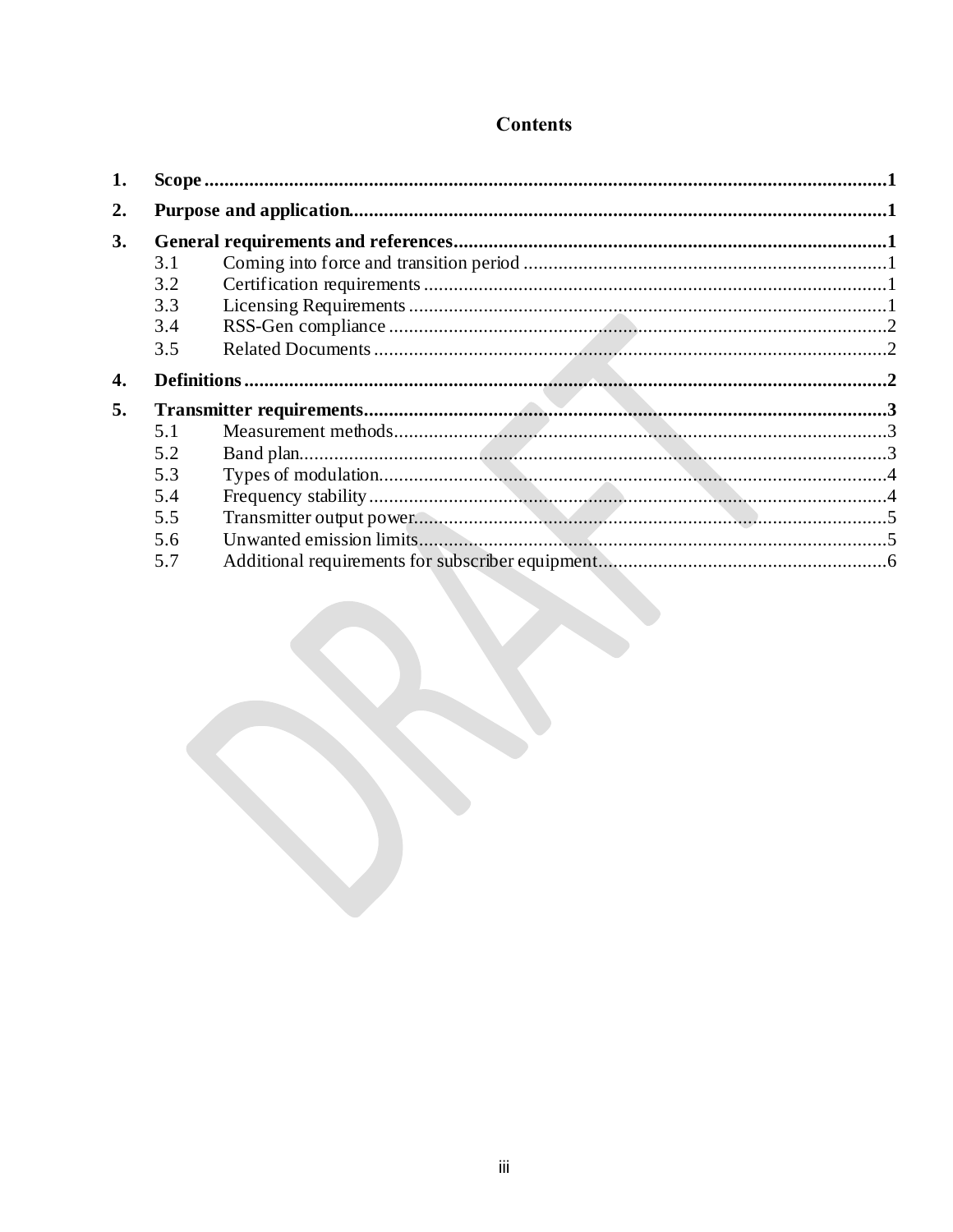## Contents

| | | |
|---|---|---|
| **1.** | **Scope** | **1** |
| **2.** | **Purpose and application** | **1** |
| **3.** | **General requirements and references** | **1** |
| 3.1 | Coming into force and transition period | 1 |
| 3.2 | Certification requirements | 1 |
| 3.3 | Licensing Requirements | 1 |
| 3.4 | RSS-Gen compliance | 2 |
| 3.5 | Related Documents | 2 |
| **4.** | **Definitions** | **2** |
| **5.** | **Transmitter requirements** | **3** |
| 5.1 | Measurement methods | 3 |
| 5.2 | Band plan | 3 |
| 5.3 | Types of modulation | 4 |
| 5.4 | Frequency stability | 4 |
| 5.5 | Transmitter output power | 5 |
| 5.6 | Unwanted emission limits | 5 |
| 5.7 | Additional requirements for subscriber equipment | 6 |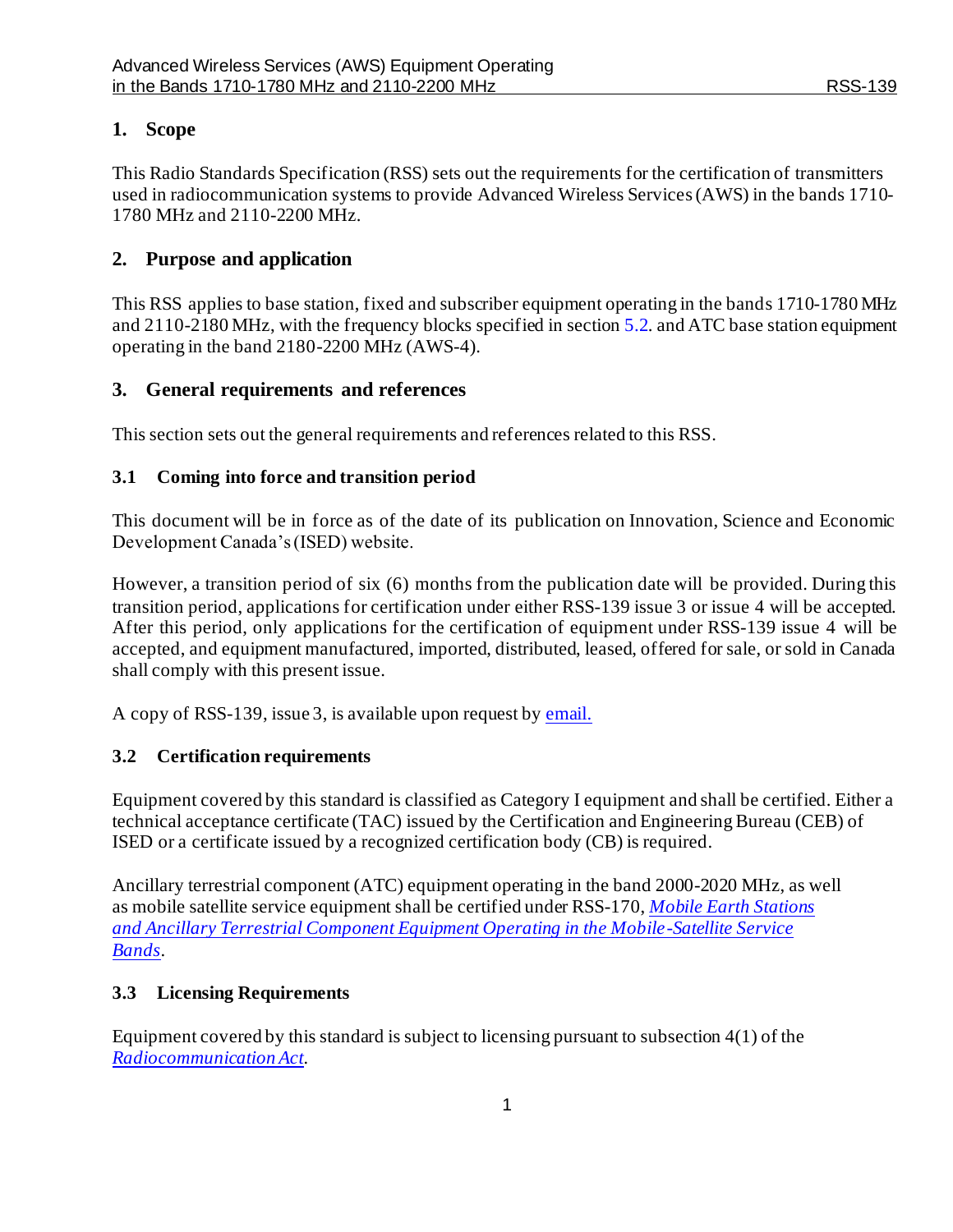## 1. Scope

This Radio Standards Specification (RSS) sets out the requirements for the certification of transmitters used in radiocommunication systems to provide Advanced Wireless Services (AWS) in the bands 1710-1780 MHz and 2110-2200 MHz.

## 2. Purpose and application

This RSS applies to base station, fixed and subscriber equipment operating in the bands 1710-1780 MHz and 2110-2180 MHz, with the frequency blocks specified in section 5.2. and ATC base station equipment operating in the band 2180-2200 MHz (AWS-4).

## 3. General requirements and references

This section sets out the general requirements and references related to this RSS.

### 3.1 Coming into force and transition period

This document will be in force as of the date of its publication on Innovation, Science and Economic Development Canada's (ISED) website.

However, a transition period of six (6) months from the publication date will be provided. During this transition period, applications for certification under either RSS-139 issue 3 or issue 4 will be accepted. After this period, only applications for the certification of equipment under RSS-139 issue 4 will be accepted, and equipment manufactured, imported, distributed, leased, offered for sale, or sold in Canada shall comply with this present issue.

A copy of RSS-139, issue 3, is available upon request by email.

### 3.2 Certification requirements

Equipment covered by this standard is classified as Category I equipment and shall be certified. Either a technical acceptance certificate (TAC) issued by the Certification and Engineering Bureau (CEB) of ISED or a certificate issued by a recognized certification body (CB) is required.

Ancillary terrestrial component (ATC) equipment operating in the band 2000-2020 MHz, as well as mobile satellite service equipment shall be certified under RSS-170, *Mobile Earth Stations and Ancillary Terrestrial Component Equipment Operating in the Mobile-Satellite Service Bands*.

### 3.3 Licensing Requirements

Equipment covered by this standard is subject to licensing pursuant to subsection 4(1) of the *Radiocommunication Act*.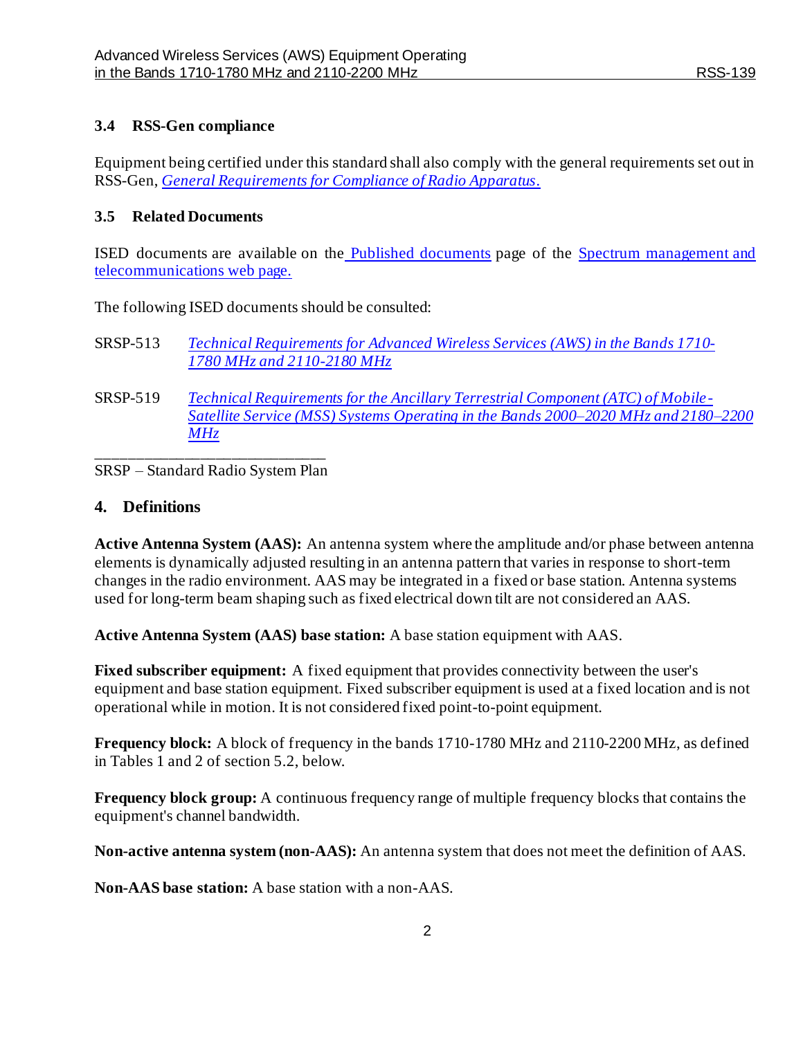### 3.4 RSS-Gen compliance

Equipment being certified under this standard shall also comply with the general requirements set out in RSS-Gen, *General Requirements for Compliance of Radio Apparatus*.

### 3.5 Related Documents

ISED documents are available on the Published documents page of the Spectrum management and telecommunications web page.

The following ISED documents should be consulted:

SRSP-513 *Technical Requirements for Advanced Wireless Services (AWS) in the Bands 1710-1780 MHz and 2110-2180 MHz*

SRSP-519 *Technical Requirements for the Ancillary Terrestrial Component (ATC) of Mobile-Satellite Service (MSS) Systems Operating in the Bands 2000–2020 MHz and 2180–2200 MHz*

SRSP – Standard Radio System Plan

## 4. Definitions

**Active Antenna System (AAS):** An antenna system where the amplitude and/or phase between antenna elements is dynamically adjusted resulting in an antenna pattern that varies in response to short-term changes in the radio environment. AAS may be integrated in a fixed or base station. Antenna systems used for long-term beam shaping such as fixed electrical down tilt are not considered an AAS.

**Active Antenna System (AAS) base station:** A base station equipment with AAS.

**Fixed subscriber equipment:** A fixed equipment that provides connectivity between the user's equipment and base station equipment. Fixed subscriber equipment is used at a fixed location and is not operational while in motion. It is not considered fixed point-to-point equipment.

**Frequency block:** A block of frequency in the bands 1710-1780 MHz and 2110-2200 MHz, as defined in Tables 1 and 2 of section 5.2, below.

**Frequency block group:** A continuous frequency range of multiple frequency blocks that contains the equipment's channel bandwidth.

**Non-active antenna system (non-AAS):** An antenna system that does not meet the definition of AAS.

**Non-AAS base station:** A base station with a non-AAS.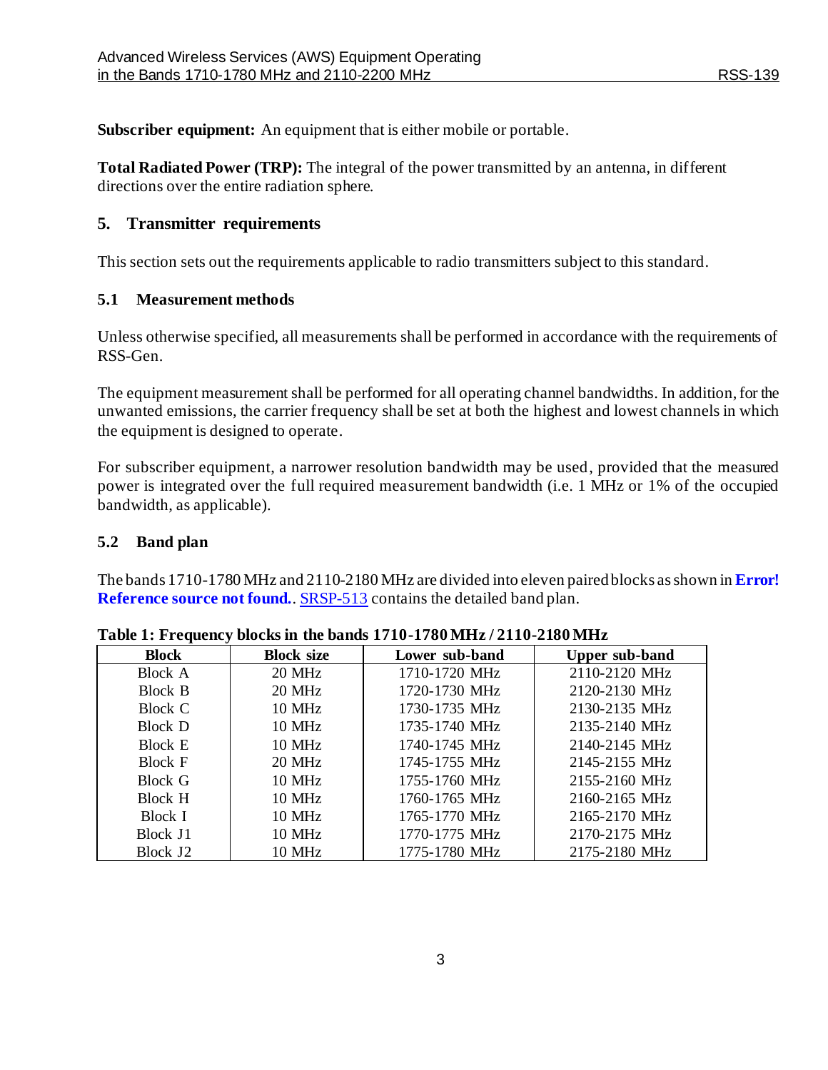**Subscriber equipment:** An equipment that is either mobile or portable.

**Total Radiated Power (TRP):** The integral of the power transmitted by an antenna, in different directions over the entire radiation sphere.

## 5. Transmitter requirements

This section sets out the requirements applicable to radio transmitters subject to this standard.

### 5.1 Measurement methods

Unless otherwise specified, all measurements shall be performed in accordance with the requirements of RSS-Gen.

The equipment measurement shall be performed for all operating channel bandwidths. In addition, for the unwanted emissions, the carrier frequency shall be set at both the highest and lowest channels in which the equipment is designed to operate.

For subscriber equipment, a narrower resolution bandwidth may be used, provided that the measured power is integrated over the full required measurement bandwidth (i.e. 1 MHz or 1% of the occupied bandwidth, as applicable).

### 5.2 Band plan

The bands 1710-1780 MHz and 2110-2180 MHz are divided into eleven paired blocks as shown in **Error! Reference source not found.**. SRSP-513 contains the detailed band plan.

**Table 1: Frequency blocks in the bands 1710-1780 MHz / 2110-2180 MHz**

| Block | Block size | Lower sub-band | Upper sub-band |
|---|---|---|---|
| Block A | 20 MHz | 1710-1720 MHz | 2110-2120 MHz |
| Block B | 20 MHz | 1720-1730 MHz | 2120-2130 MHz |
| Block C | 10 MHz | 1730-1735 MHz | 2130-2135 MHz |
| Block D | 10 MHz | 1735-1740 MHz | 2135-2140 MHz |
| Block E | 10 MHz | 1740-1745 MHz | 2140-2145 MHz |
| Block F | 20 MHz | 1745-1755 MHz | 2145-2155 MHz |
| Block G | 10 MHz | 1755-1760 MHz | 2155-2160 MHz |
| Block H | 10 MHz | 1760-1765 MHz | 2160-2165 MHz |
| Block I | 10 MHz | 1765-1770 MHz | 2165-2170 MHz |
| Block J1 | 10 MHz | 1770-1775 MHz | 2170-2175 MHz |
| Block J2 | 10 MHz | 1775-1780 MHz | 2175-2180 MHz |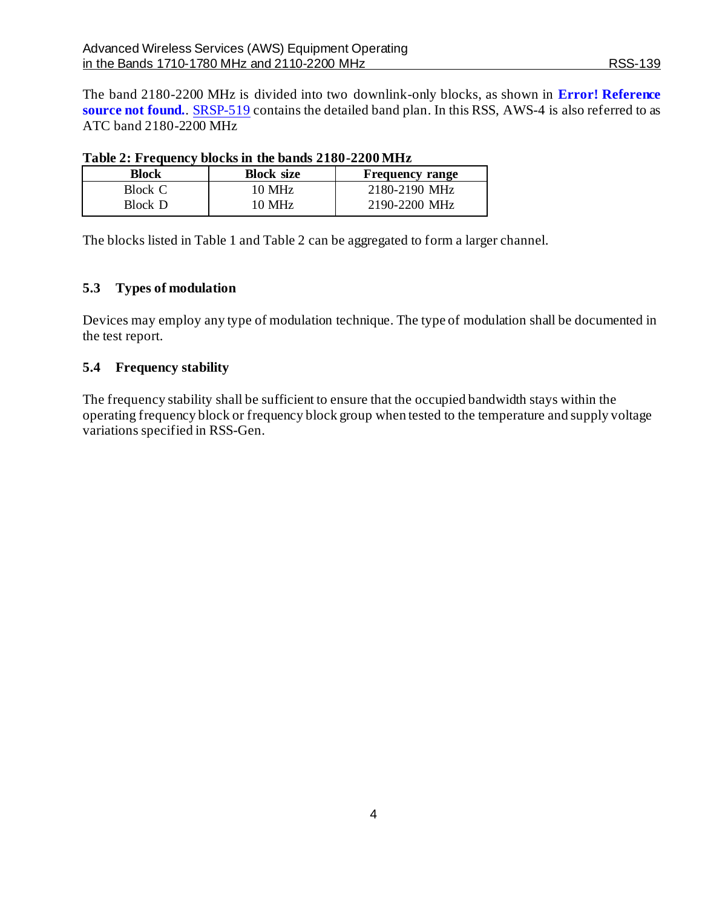The band 2180-2200 MHz is divided into two downlink-only blocks, as shown in **Error! Reference source not found.**. SRSP-519 contains the detailed band plan. In this RSS, AWS-4 is also referred to as ATC band 2180-2200 MHz

**Table 2: Frequency blocks in the bands 2180-2200 MHz**

| Block | Block size | Frequency range |
|---|---|---|
| Block C | 10 MHz | 2180-2190 MHz |
| Block D | 10 MHz | 2190-2200 MHz |

The blocks listed in Table 1 and Table 2 can be aggregated to form a larger channel.

### 5.3 Types of modulation

Devices may employ any type of modulation technique. The type of modulation shall be documented in the test report.

### 5.4 Frequency stability

The frequency stability shall be sufficient to ensure that the occupied bandwidth stays within the operating frequency block or frequency block group when tested to the temperature and supply voltage variations specified in RSS-Gen.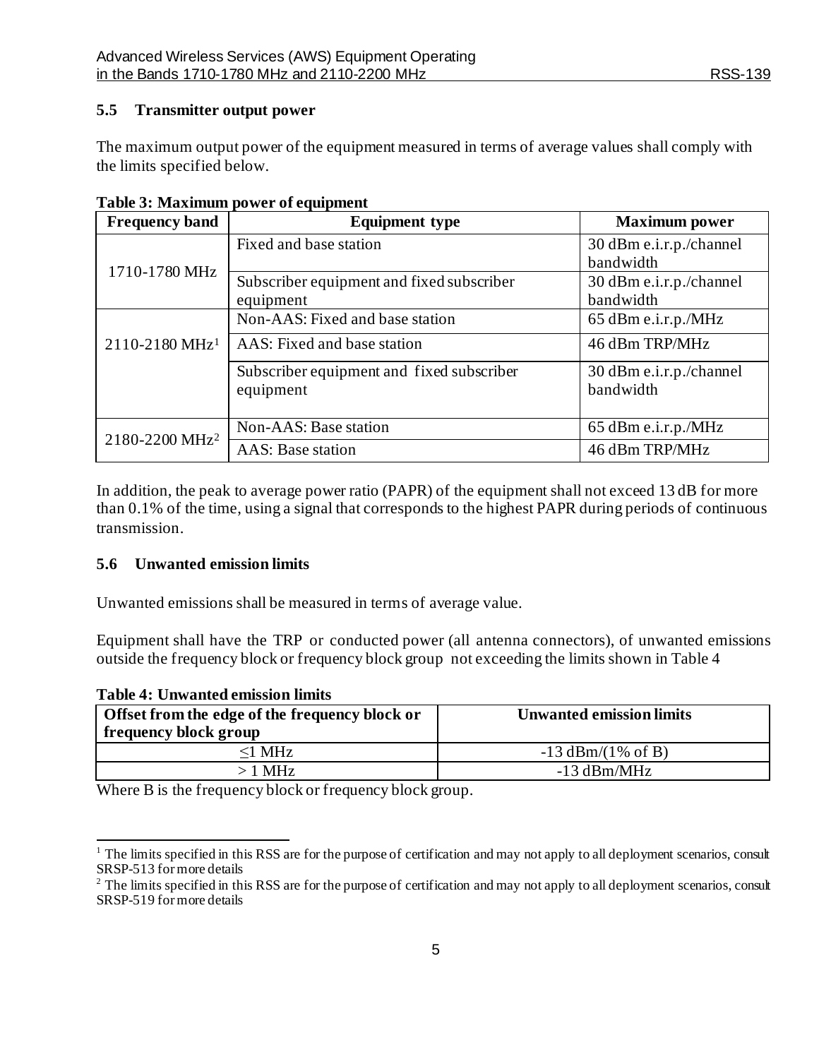## 5.5 Transmitter output power

The maximum output power of the equipment measured in terms of average values shall comply with the limits specified below.

**Table 3: Maximum power of equipment**

| Frequency band | Equipment type | Maximum power |
|---|---|---|
| 1710-1780 MHz | Fixed and base station | 30 dBm e.i.r.p./channel bandwidth |
| | Subscriber equipment and fixed subscriber equipment | 30 dBm e.i.r.p./channel bandwidth |
| 2110-2180 MHz[1] | Non-AAS: Fixed and base station | 65 dBm e.i.r.p./MHz |
| | AAS: Fixed and base station | 46 dBm TRP/MHz |
| | Subscriber equipment and fixed subscriber equipment | 30 dBm e.i.r.p./channel bandwidth |
| 2180-2200 MHz[2] | Non-AAS: Base station | 65 dBm e.i.r.p./MHz |
| | AAS: Base station | 46 dBm TRP/MHz |

In addition, the peak to average power ratio (PAPR) of the equipment shall not exceed 13 dB for more than 0.1% of the time, using a signal that corresponds to the highest PAPR during periods of continuous transmission.

## 5.6 Unwanted emission limits

Unwanted emissions shall be measured in terms of average value.

Equipment shall have the TRP or conducted power (all antenna connectors), of unwanted emissions outside the frequency block or frequency block group not exceeding the limits shown in Table 4

**Table 4: Unwanted emission limits**

| Offset from the edge of the frequency block or frequency block group | Unwanted emission limits |
|---|---|
| ≤1 MHz | -13 dBm/(1% of B) |
| > 1 MHz | -13 dBm/MHz |

Where B is the frequency block or frequency block group.

[1] The limits specified in this RSS are for the purpose of certification and may not apply to all deployment scenarios, consult SRSP-513 for more details

[2] The limits specified in this RSS are for the purpose of certification and may not apply to all deployment scenarios, consult SRSP-519 for more details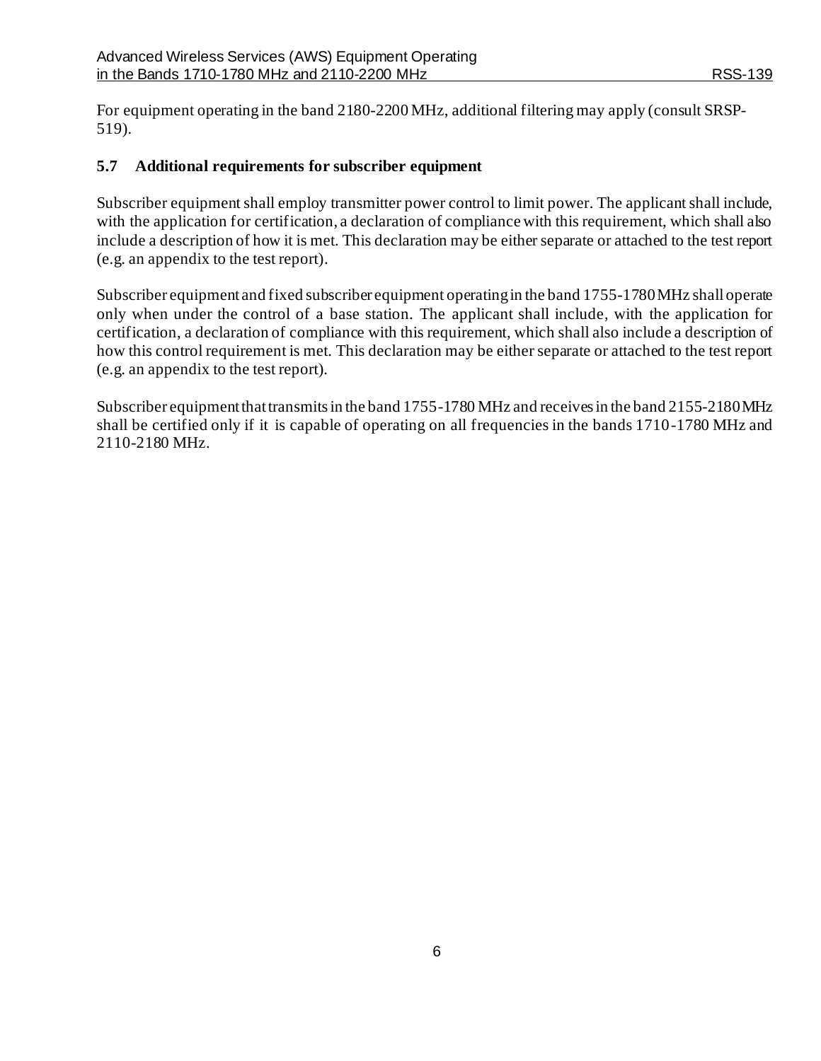For equipment operating in the band 2180-2200 MHz, additional filtering may apply (consult SRSP-519).

### 5.7 Additional requirements for subscriber equipment

Subscriber equipment shall employ transmitter power control to limit power. The applicant shall include, with the application for certification, a declaration of compliance with this requirement, which shall also include a description of how it is met. This declaration may be either separate or attached to the test report (e.g. an appendix to the test report).

Subscriber equipment and fixed subscriber equipment operating in the band 1755-1780 MHz shall operate only when under the control of a base station. The applicant shall include, with the application for certification, a declaration of compliance with this requirement, which shall also include a description of how this control requirement is met. This declaration may be either separate or attached to the test report (e.g. an appendix to the test report).

Subscriber equipment that transmits in the band 1755-1780 MHz and receives in the band 2155-2180 MHz shall be certified only if it is capable of operating on all frequencies in the bands 1710-1780 MHz and 2110-2180 MHz.